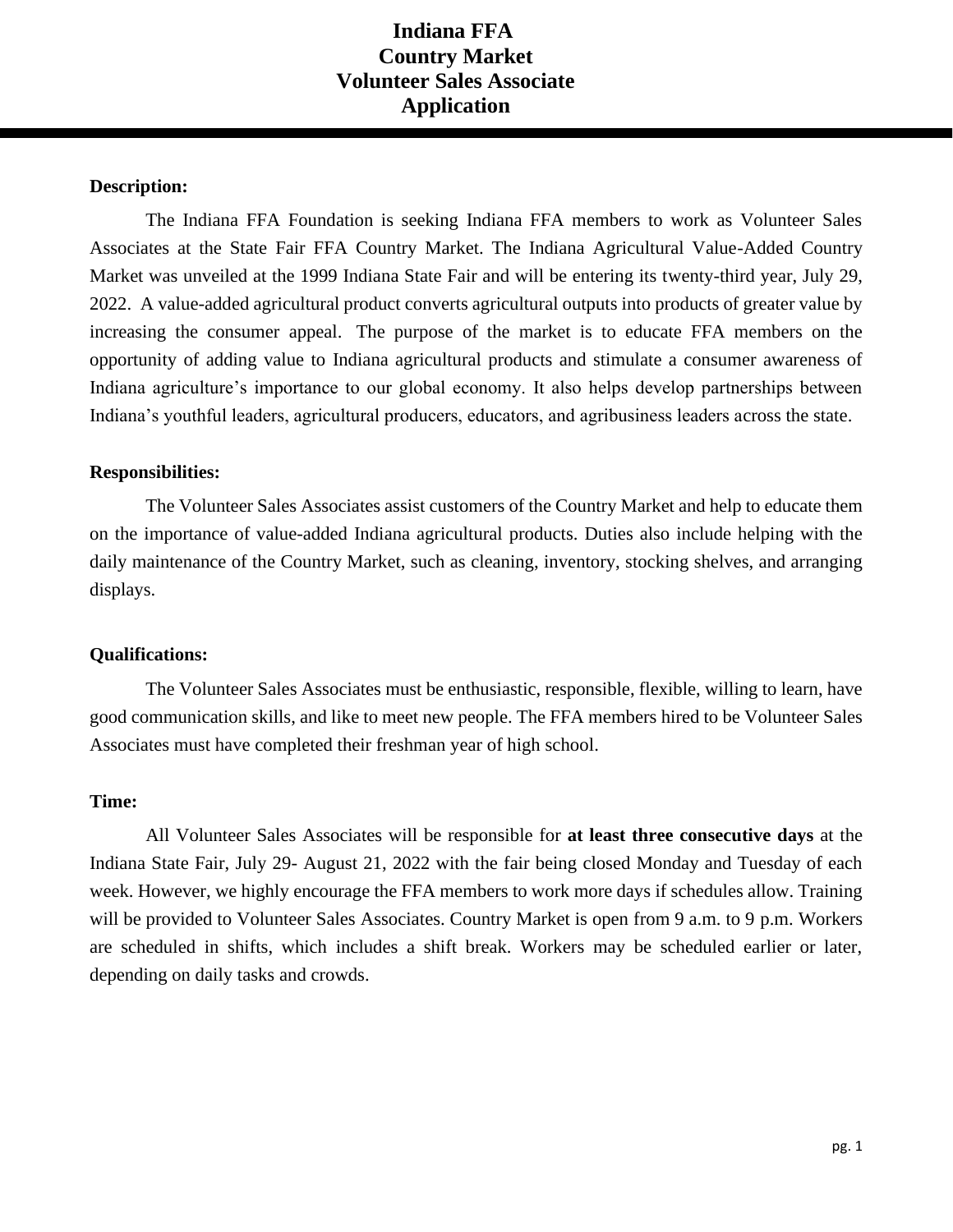# Indana FFA Country Market Volunteer Sales Associate Application

**Description:**

The Indiana FFA Foundation is seeking Indiana FFA members to work as Volunteer Sales Associates at the State Fair FFA Country Market. The Indiana Agricultural Value-Added Country Market was unveiled at the 1999 Indiana State Fair and will be entering its twenty-third year, July 29, 2022. A value-added agricultural product converts agricultural outputs into products of greater value by increasing the consumer appeal. The purpose of the market is to educate FFA members on the opportunity of adding value to Indiana agricultural products and stimulate a consumer awareness of Indiana agriculture's importance to our global economy. It also helps develop partnerships between Indiana's youthful leaders, agricultural producers, educators, and agribusiness leaders across the state.

**Responsibilities:**

The Volunteer Sales Associates assist customers of the Country Market and help to educate them on the importance of value-added Indiana agricultural products. Duties also include helping with the daily maintenance of the Country Market, such as cleaning, inventory, stocking shelves, and arranging displays.

**Qualifications:**

The Volunteer Sales Associates must be enthusiastic, responsible, flexible, willing to learn, have good communication skills, and like to meet new people. The FFA members hired to be Volunteer Sales Associates must have completed their freshman year of high school.

**Time:**

All Volunteer Sales Associates will be responsible for **at least three consecutive days** at the Indiana State Fair, July 29- August 21, 2022 with the fair being closed Monday and Tuesday of each week. However, we highly encourage the FFA members to work more days if schedules allow. Training will be provided to Volunteer Sales Associates. Country Market is open from 9 a.m. to 9 p.m. Workers are scheduled in shifts, which includes a shift break. Workers may be scheduled earlier or later, depending on daily tasks and crowds.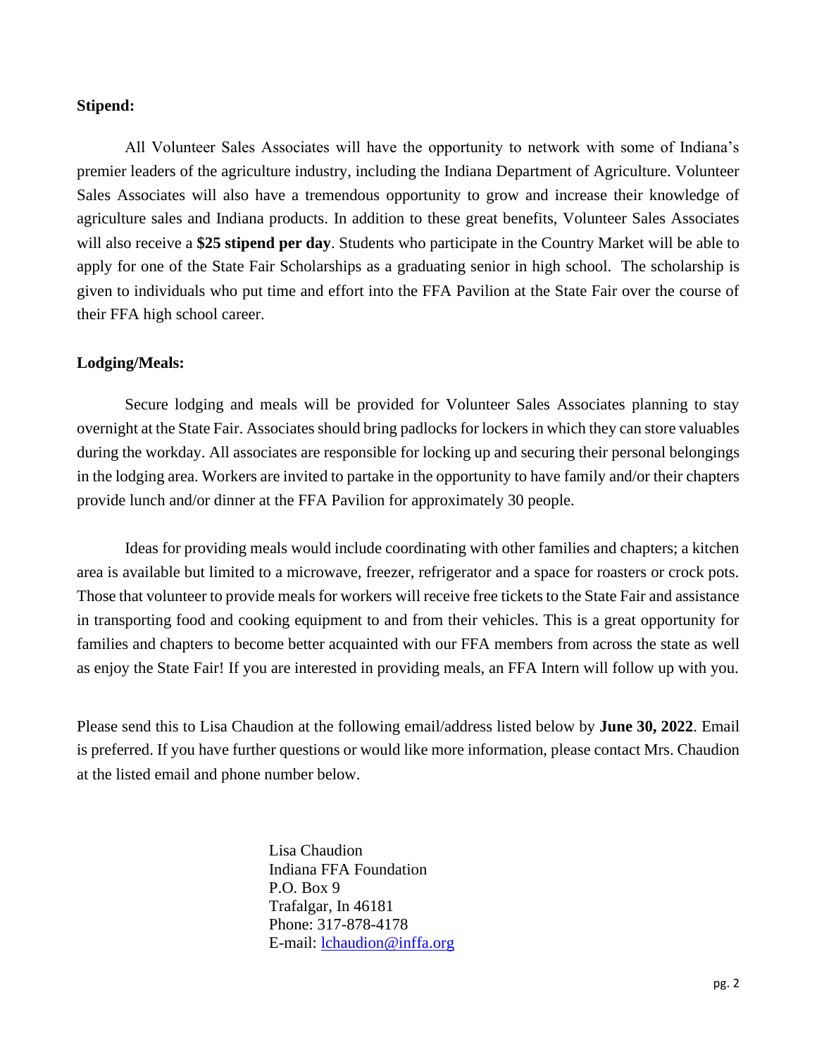**Stipend:**

All Volunteer Sales Associates will have the opportunity to network with some of Indiana's premier leaders of the agriculture industry, including the Indiana Department of Agriculture. Volunteer Sales Associates will also have a tremendous opportunity to grow and increase their knowledge of agriculture sales and Indiana products. In addition to these great benefits, Volunteer Sales Associates will also receive a **$25 stipend per day**. Students who participate in the Country Market will be able to apply for one of the State Fair Scholarships as a graduating senior in high school. The scholarship is given to individuals who put time and effort into the FFA Pavilion at the State Fair over the course of their FFA high school career.

**Lodging/Meals:**

Secure lodging and meals will be provided for Volunteer Sales Associates planning to stay overnight at the State Fair. Associates should bring padlocks for lockers in which they can store valuables during the workday. All associates are responsible for locking up and securing their personal belongings in the lodging area. Workers are invited to partake in the opportunity to have family and/or their chapters provide lunch and/or dinner at the FFA Pavilion for approximately 30 people.

Ideas for providing meals would include coordinating with other families and chapters; a kitchen area is available but limited to a microwave, freezer, refrigerator and a space for roasters or crock pots. Those that volunteer to provide meals for workers will receive free tickets to the State Fair and assistance in transporting food and cooking equipment to and from their vehicles. This is a great opportunity for families and chapters to become better acquainted with our FFA members from across the state as well as enjoy the State Fair! If you are interested in providing meals, an FFA Intern will follow up with you.

Please send this to Lisa Chaudion at the following email/address listed below by **June 30, 2022**. Email is preferred. If you have further questions or would like more information, please contact Mrs. Chaudion at the listed email and phone number below.

Lisa Chaudion
Indiana FFA Foundation
P.O. Box 9
Trafalgar, In 46181
Phone: 317-878-4178
E-mail: lchaudion@inffa.org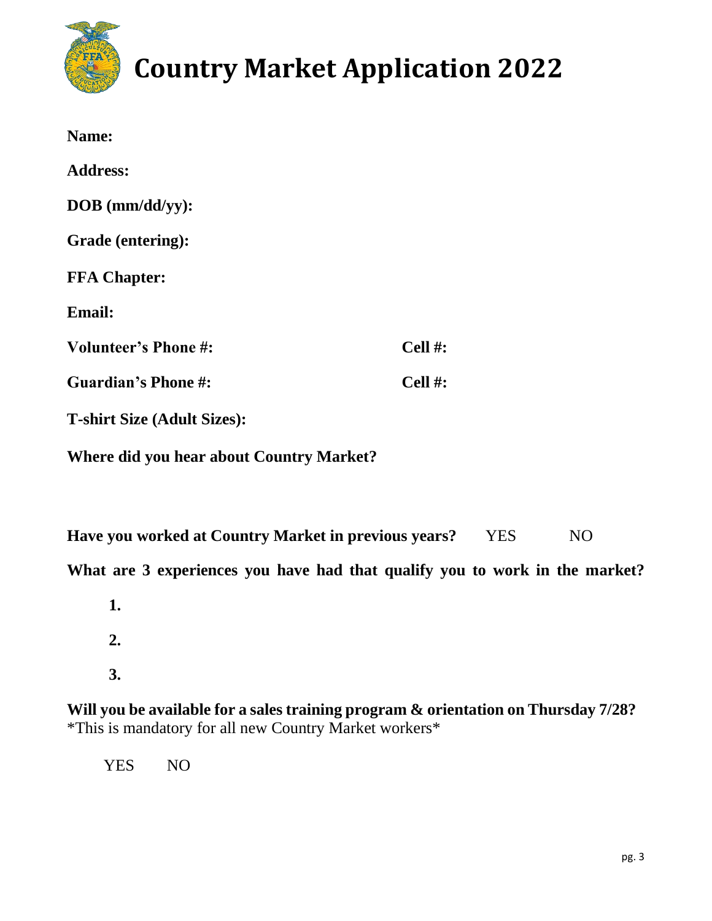# Country Market Application 2022

**Name:**

**Address:**

**DOB (mm/dd/yy):**

**Grade (entering):**

**FFA Chapter:**

**Email:**

**Volunteer's Phone #:** **Cell #:**

**Guardian's Phone #:** **Cell #:**

**T-shirt Size (Adult Sizes):**

**Where did you hear about Country Market?**

**Have you worked at Country Market in previous years?** YES NO

**What are 3 experiences you have had that qualify you to work in the market?**

1.
2.
3.

**Will you be available for a sales training program & orientation on Thursday 7/28?**
*This is mandatory for all new Country Market workers*

YES NO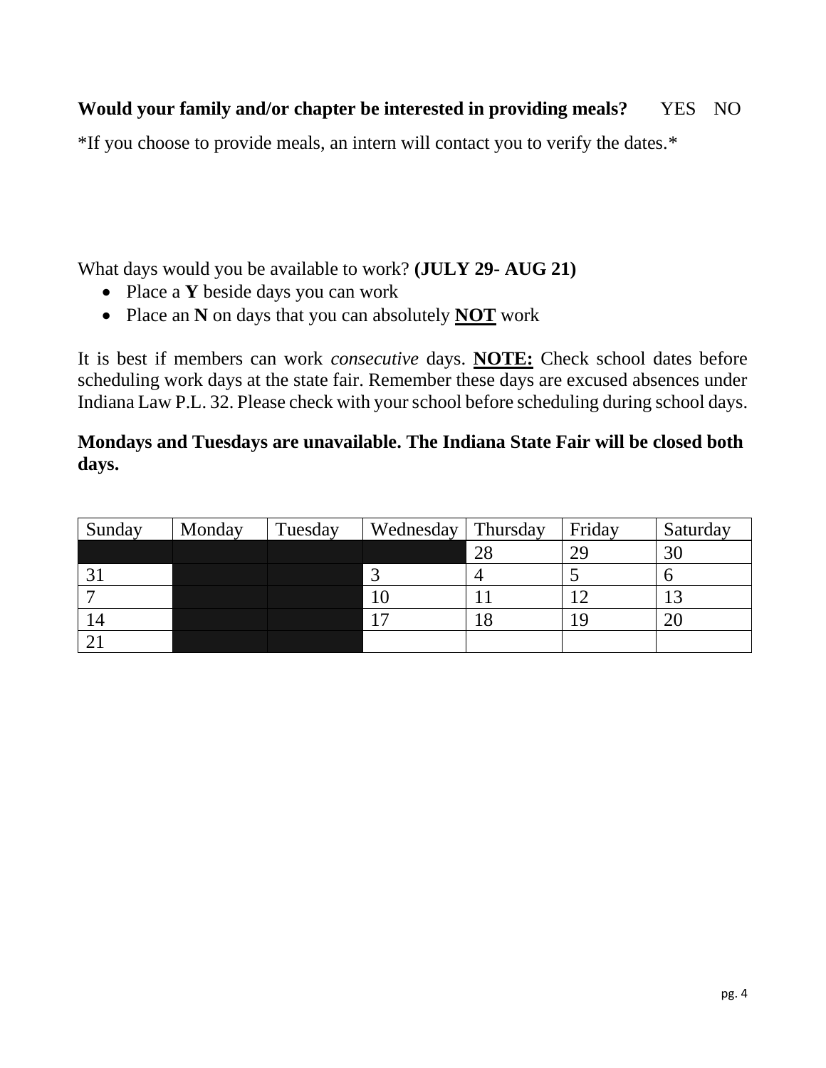**Would your family and/or chapter be interested in providing meals?** YES NO

*If you choose to provide meals, an intern will contact you to verify the dates.*

What days would you be available to work? **(JULY 29- AUG 21)**

- Place a **Y** beside days you can work
- Place an **N** on days that you can absolutely **NOT** work

It is best if members can work *consecutive* days. **NOTE:** Check school dates before scheduling work days at the state fair. Remember these days are excused absences under Indiana Law P.L. 32. Please check with your school before scheduling during school days.

**Mondays and Tuesdays are unavailable. The Indiana State Fair will be closed both days.**

| Sunday | Monday | Tuesday | Wednesday | Thursday | Friday | Saturday |
|---|---|---|---|---|---|---|
| | | | | 28 | 29 | 30 |
| 31 | | | 3 | 4 | 5 | 6 |
| 7 | | | 10 | 11 | 12 | 13 |
| 14 | | | 17 | 18 | 19 | 20 |
| 21 | | | | | | |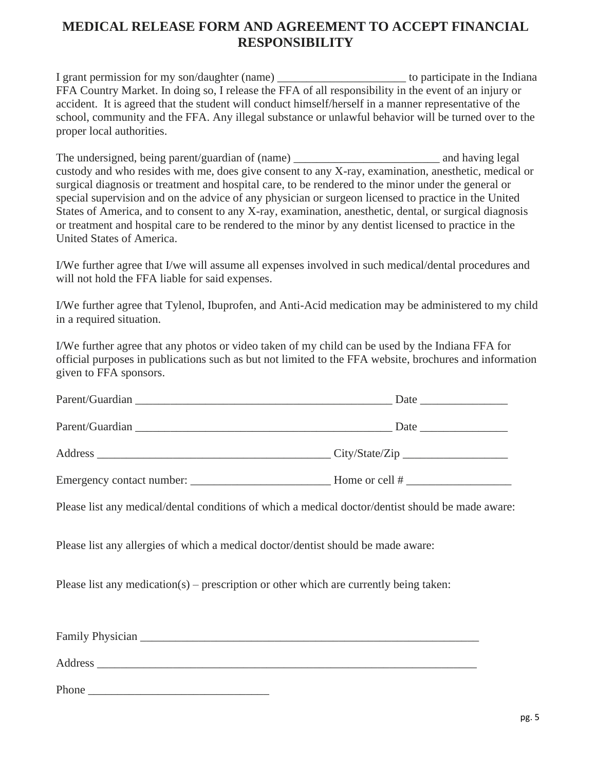# MEDICAL RELEASE FORM AND AGREEMENT TO ACCEPT FINANCIAL RESPONSIBILITY

I grant permission for my son/daughter (name) ______________________ to participate in the Indiana FFA Country Market. In doing so, I release the FFA of all responsibility in the event of an injury or accident. It is agreed that the student will conduct himself/herself in a manner representative of the school, community and the FFA. Any illegal substance or unlawful behavior will be turned over to the proper local authorities.

The undersigned, being parent/guardian of (name) _________________________ and having legal custody and who resides with me, does give consent to any X-ray, examination, anesthetic, medical or surgical diagnosis or treatment and hospital care, to be rendered to the minor under the general or special supervision and on the advice of any physician or surgeon licensed to practice in the United States of America, and to consent to any X-ray, examination, anesthetic, dental, or surgical diagnosis or treatment and hospital care to be rendered to the minor by any dentist licensed to practice in the United States of America.

I/We further agree that I/we will assume all expenses involved in such medical/dental procedures and will not hold the FFA liable for said expenses.

I/We further agree that Tylenol, Ibuprofen, and Anti-Acid medication may be administered to my child in a required situation.

I/We further agree that any photos or video taken of my child can be used by the Indiana FFA for official purposes in publications such as but not limited to the FFA website, brochures and information given to FFA sponsors.

Parent/Guardian _____________________________________________ Date _______________

Parent/Guardian _____________________________________________ Date _______________

Address ________________________________________ City/State/Zip __________________

Emergency contact number: ________________________ Home or cell # __________________

Please list any medical/dental conditions of which a medical doctor/dentist should be made aware:

Please list any allergies of which a medical doctor/dentist should be made aware:

Please list any medication(s) – prescription or other which are currently being taken:

Family Physician ____________________________________________________________

Address ___________________________________________________________________

Phone _______________________________